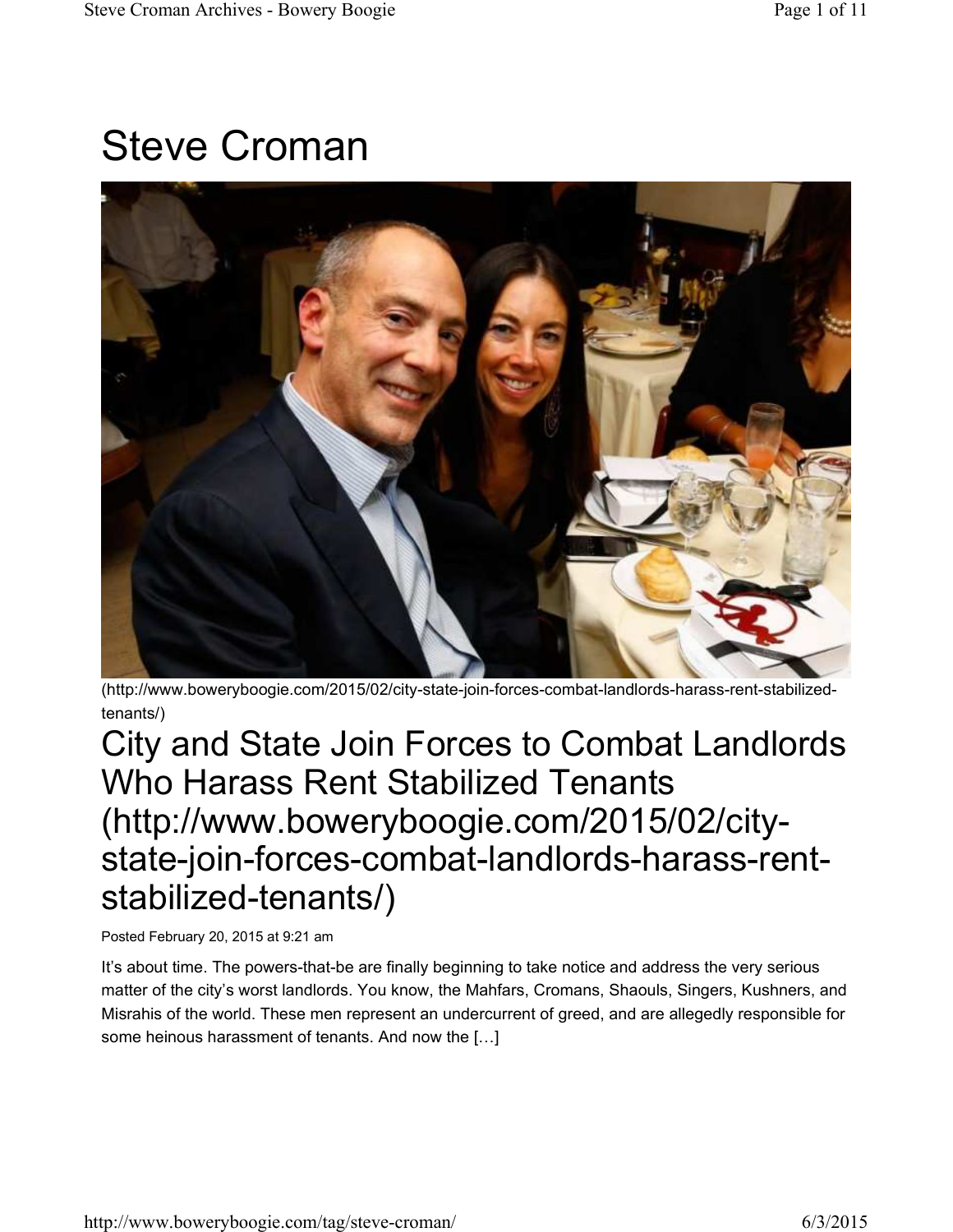# Steve Croman

(http://www.boweryboogie.com/2015/02/city-state-join-forces-combat-landlords-harass-rent-stabilized-tenants/)

## City and State Join Forces to Combat Landlords Who Harass Rent Stabilized Tenants (http://www.boweryboogie.com/2015/02/city-state-join-forces-combat-landlords-harass-rent-stabilized-tenants/)

Posted February 20, 2015 at 9:21 am

It's about time. The powers-that-be are finally beginning to take notice and address the very serious matter of the city's worst landlords. You know, the Mahfars, Cromans, Shaouls, Singers, Kushners, and Misrahis of the world. These men represent an undercurrent of greed, and are allegedly responsible for some heinous harassment of tenants. And now the […]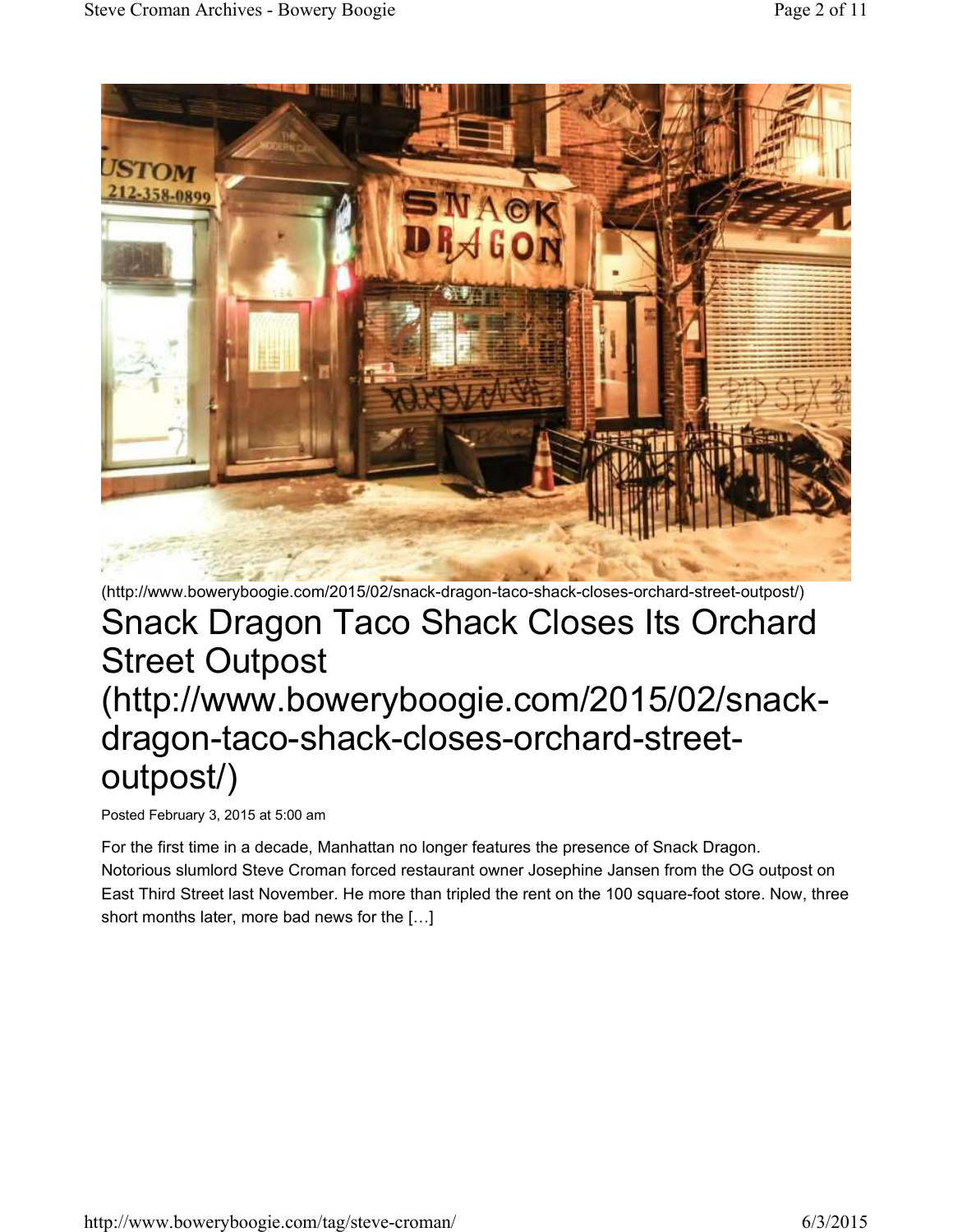(http://www.boweryboogie.com/2015/02/snack-dragon-taco-shack-closes-orchard-street-outpost/)

# Snack Dragon Taco Shack Closes Its Orchard Street Outpost (http://www.boweryboogie.com/2015/02/snack-dragon-taco-shack-closes-orchard-street-outpost/)

Posted February 3, 2015 at 5:00 am

For the first time in a decade, Manhattan no longer features the presence of Snack Dragon. Notorious slumlord Steve Croman forced restaurant owner Josephine Jansen from the OG outpost on East Third Street last November. He more than tripled the rent on the 100 square-foot store. Now, three short months later, more bad news for the […]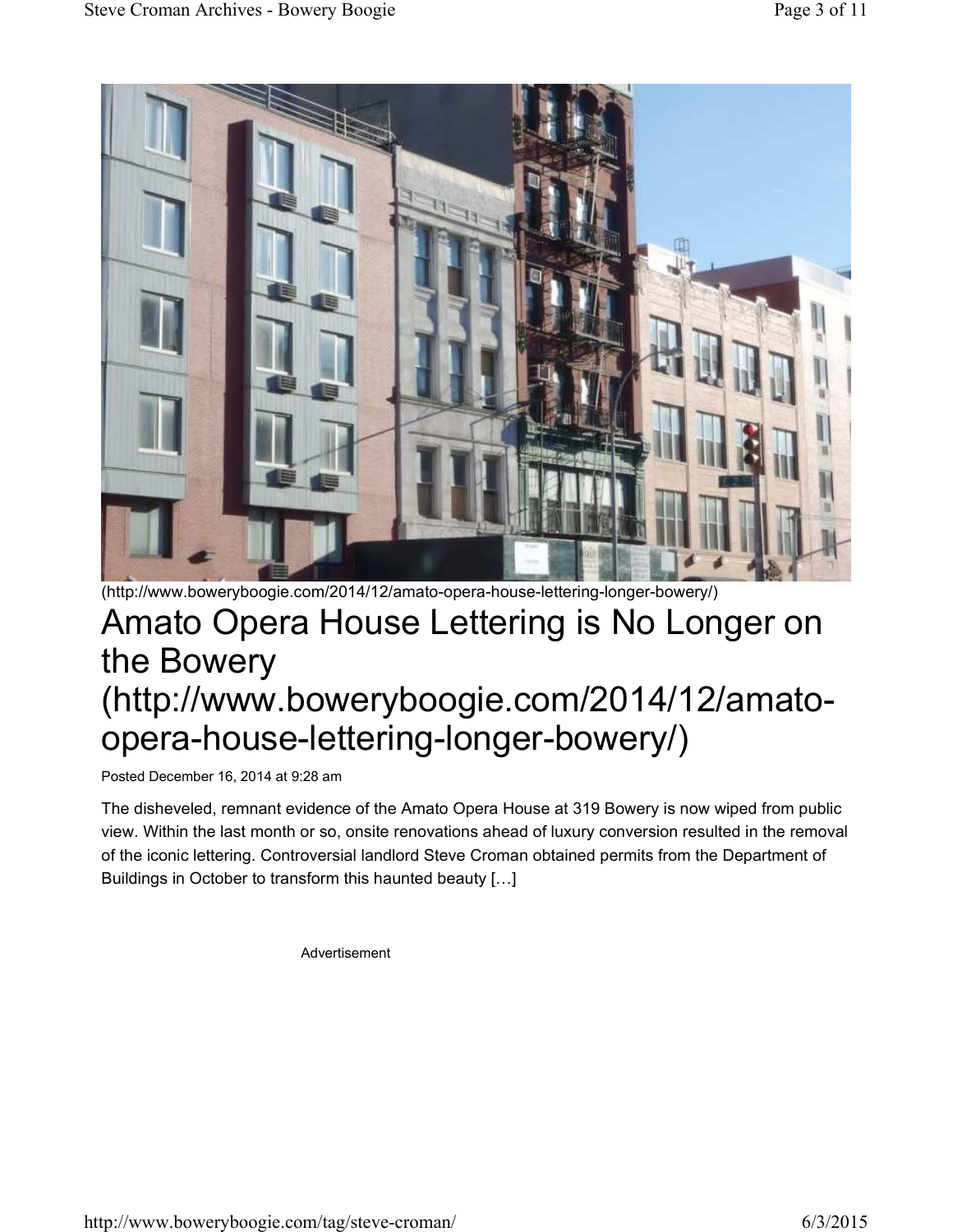(http://www.boweryboogie.com/2014/12/amato-opera-house-lettering-longer-bowery/)

# Amato Opera House Lettering is No Longer on the Bowery (http://www.boweryboogie.com/2014/12/amato-opera-house-lettering-longer-bowery/)

Posted December 16, 2014 at 9:28 am

The disheveled, remnant evidence of the Amato Opera House at 319 Bowery is now wiped from public view. Within the last month or so, onsite renovations ahead of luxury conversion resulted in the removal of the iconic lettering. Controversial landlord Steve Croman obtained permits from the Department of Buildings in October to transform this haunted beauty […]

Advertisement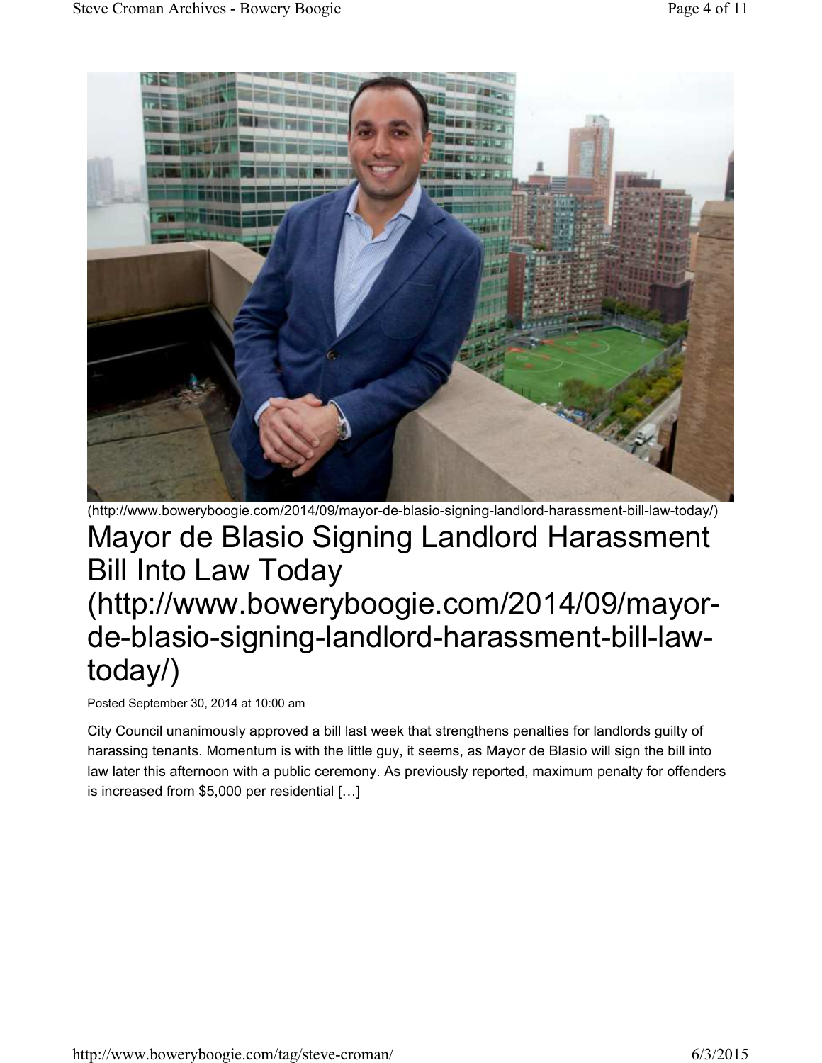(http://www.boweryboogie.com/2014/09/mayor-de-blasio-signing-landlord-harassment-bill-law-today/)

# Mayor de Blasio Signing Landlord Harassment Bill Into Law Today (http://www.boweryboogie.com/2014/09/mayor-de-blasio-signing-landlord-harassment-bill-law-today/)

Posted September 30, 2014 at 10:00 am

City Council unanimously approved a bill last week that strengthens penalties for landlords guilty of harassing tenants. Momentum is with the little guy, it seems, as Mayor de Blasio will sign the bill into law later this afternoon with a public ceremony. As previously reported, maximum penalty for offenders is increased from $5,000 per residential […]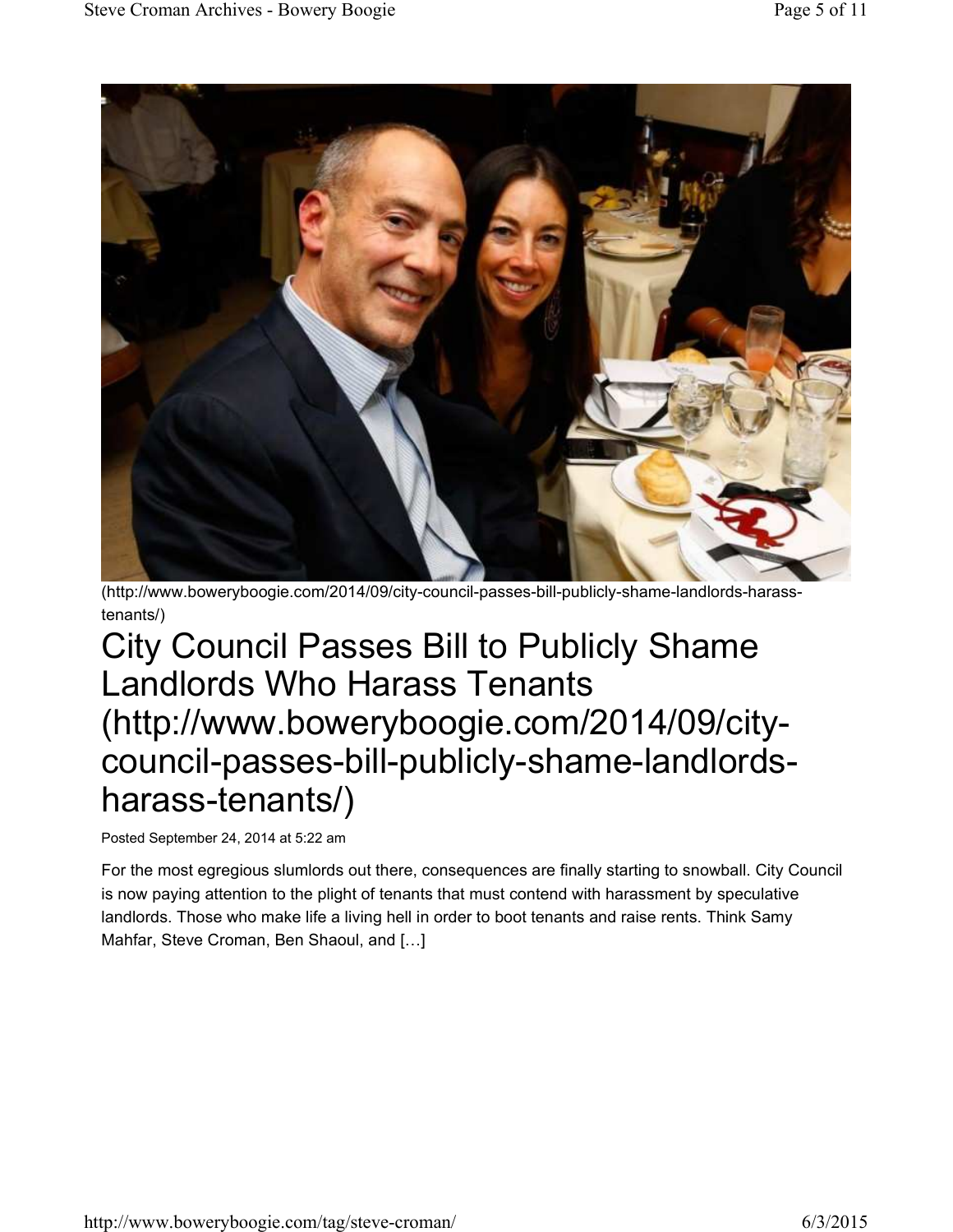(http://www.boweryboogie.com/2014/09/city-council-passes-bill-publicly-shame-landlords-harass-tenants/)

# City Council Passes Bill to Publicly Shame Landlords Who Harass Tenants (http://www.boweryboogie.com/2014/09/city-council-passes-bill-publicly-shame-landlords-harass-tenants/)

Posted September 24, 2014 at 5:22 am

For the most egregious slumlords out there, consequences are finally starting to snowball. City Council is now paying attention to the plight of tenants that must contend with harassment by speculative landlords. Those who make life a living hell in order to boot tenants and raise rents. Think Samy Mahfar, Steve Croman, Ben Shaoul, and […]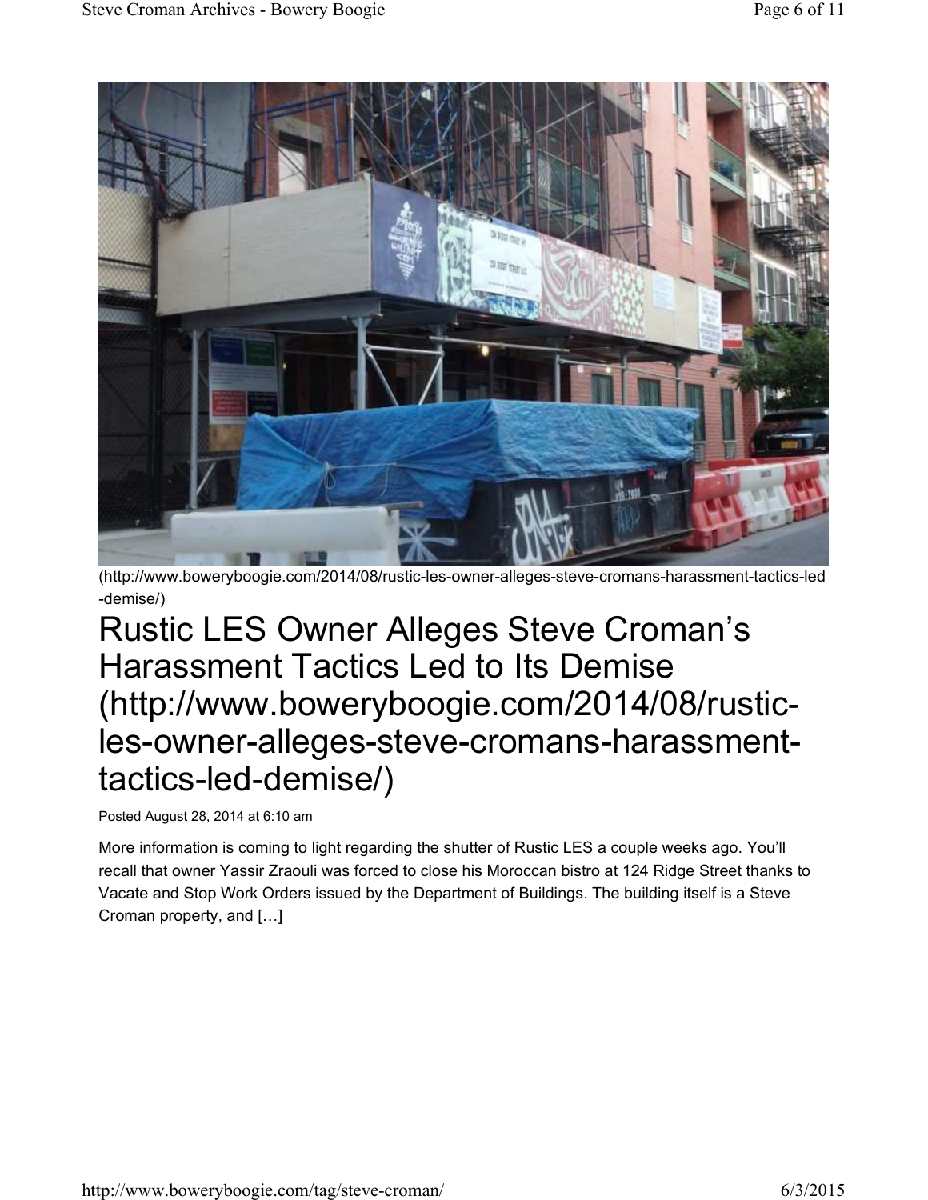(http://www.boweryboogie.com/2014/08/rustic-les-owner-alleges-steve-cromans-harassment-tactics-led-demise/)

# Rustic LES Owner Alleges Steve Croman's Harassment Tactics Led to Its Demise (http://www.boweryboogie.com/2014/08/rustic-les-owner-alleges-steve-cromans-harassment-tactics-led-demise/)

Posted August 28, 2014 at 6:10 am

More information is coming to light regarding the shutter of Rustic LES a couple weeks ago. You'll recall that owner Yassir Zraouli was forced to close his Moroccan bistro at 124 Ridge Street thanks to Vacate and Stop Work Orders issued by the Department of Buildings. The building itself is a Steve Croman property, and […]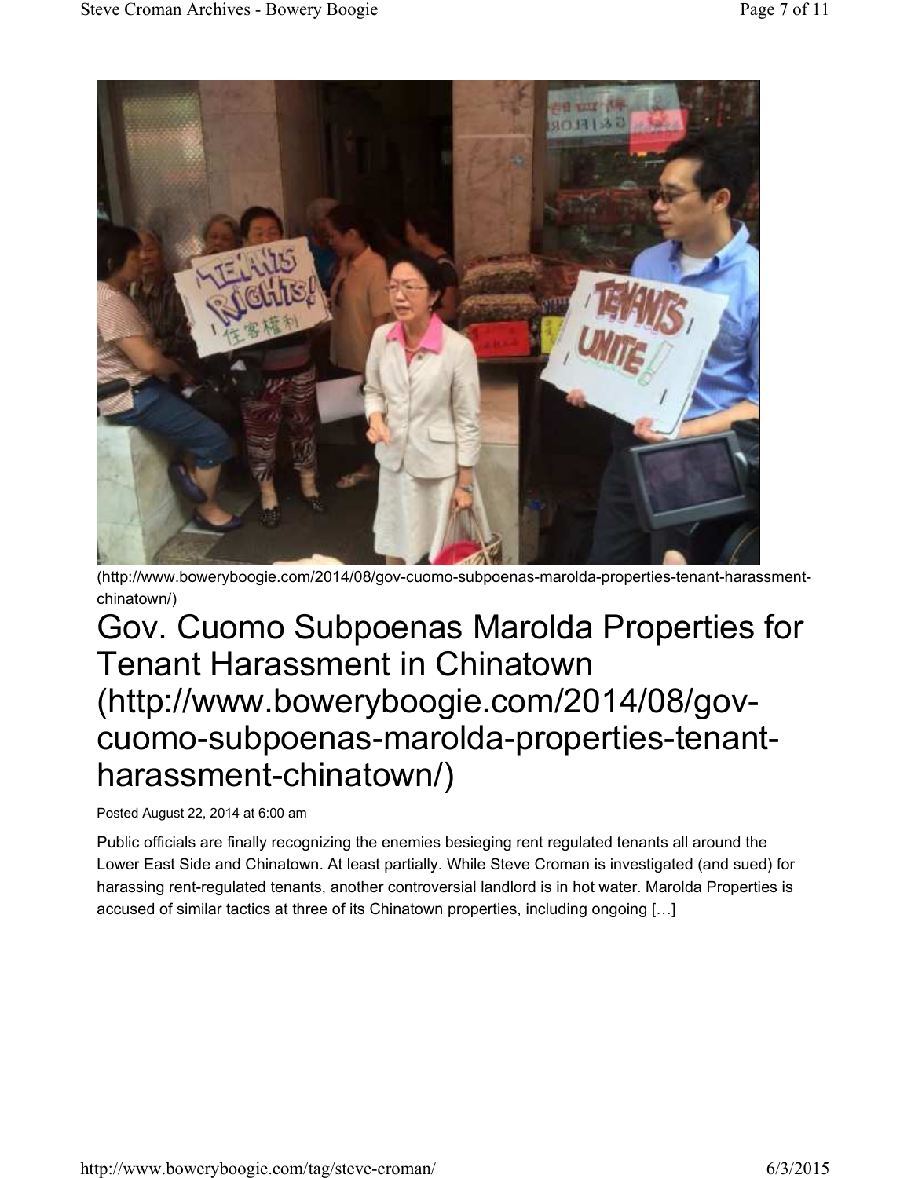(http://www.boweryboogie.com/2014/08/gov-cuomo-subpoenas-marolda-properties-tenant-harassment-chinatown/)

# Gov. Cuomo Subpoenas Marolda Properties for Tenant Harassment in Chinatown (http://www.boweryboogie.com/2014/08/gov-cuomo-subpoenas-marolda-properties-tenant-harassment-chinatown/)

Posted August 22, 2014 at 6:00 am

Public officials are finally recognizing the enemies besieging rent regulated tenants all around the Lower East Side and Chinatown. At least partially. While Steve Croman is investigated (and sued) for harassing rent-regulated tenants, another controversial landlord is in hot water. Marolda Properties is accused of similar tactics at three of its Chinatown properties, including ongoing […]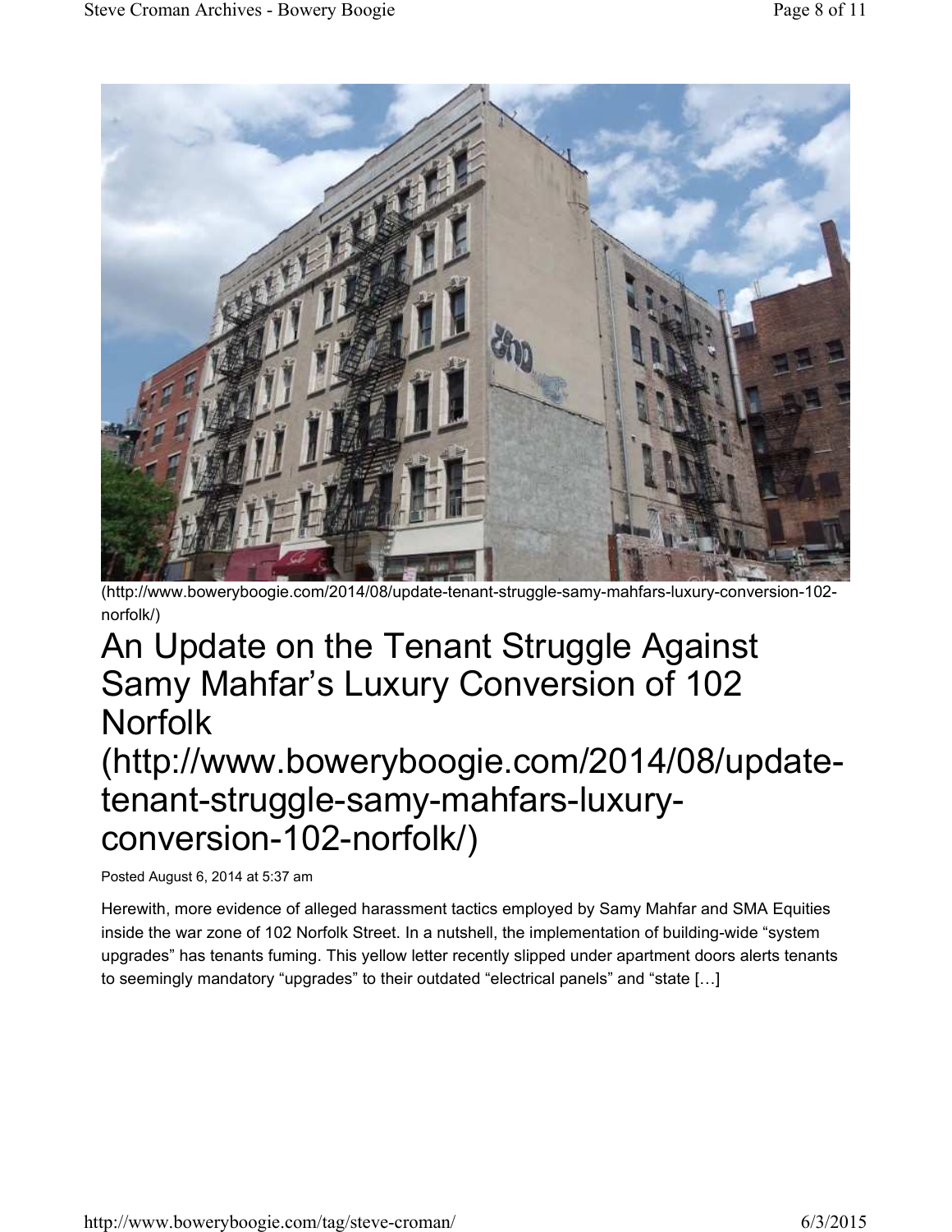(http://www.boweryboogie.com/2014/08/update-tenant-struggle-samy-mahfars-luxury-conversion-102-norfolk/)

# An Update on the Tenant Struggle Against Samy Mahfar's Luxury Conversion of 102 Norfolk (http://www.boweryboogie.com/2014/08/update-tenant-struggle-samy-mahfars-luxury-conversion-102-norfolk/)

Posted August 6, 2014 at 5:37 am

Herewith, more evidence of alleged harassment tactics employed by Samy Mahfar and SMA Equities inside the war zone of 102 Norfolk Street. In a nutshell, the implementation of building-wide "system upgrades" has tenants fuming. This yellow letter recently slipped under apartment doors alerts tenants to seemingly mandatory "upgrades" to their outdated "electrical panels" and "state […]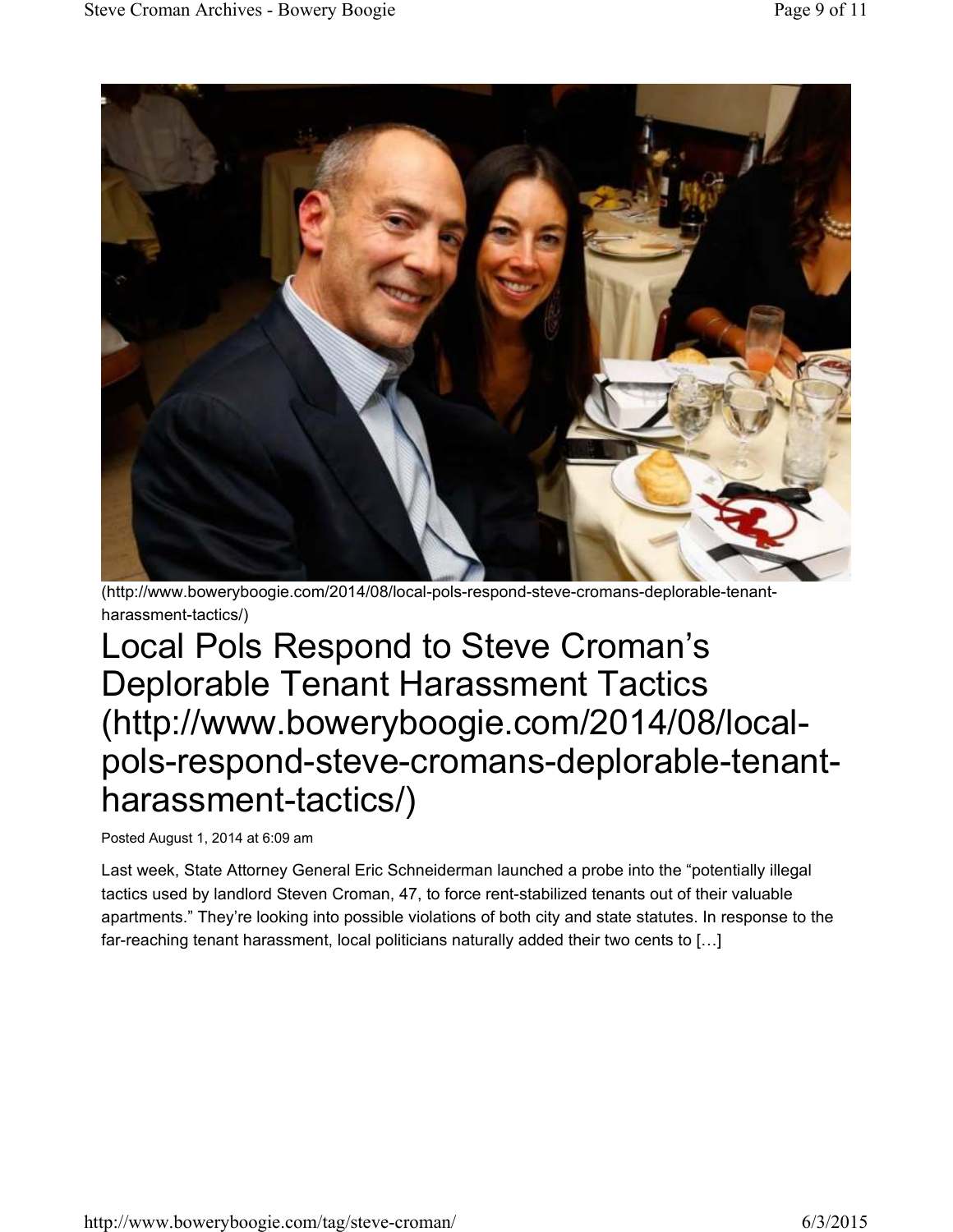(http://www.boweryboogie.com/2014/08/local-pols-respond-steve-cromans-deplorable-tenant-harassment-tactics/)

# Local Pols Respond to Steve Croman's Deplorable Tenant Harassment Tactics (http://www.boweryboogie.com/2014/08/local-pols-respond-steve-cromans-deplorable-tenant-harassment-tactics/)

Posted August 1, 2014 at 6:09 am

Last week, State Attorney General Eric Schneiderman launched a probe into the "potentially illegal tactics used by landlord Steven Croman, 47, to force rent-stabilized tenants out of their valuable apartments." They're looking into possible violations of both city and state statutes. In response to the far-reaching tenant harassment, local politicians naturally added their two cents to […]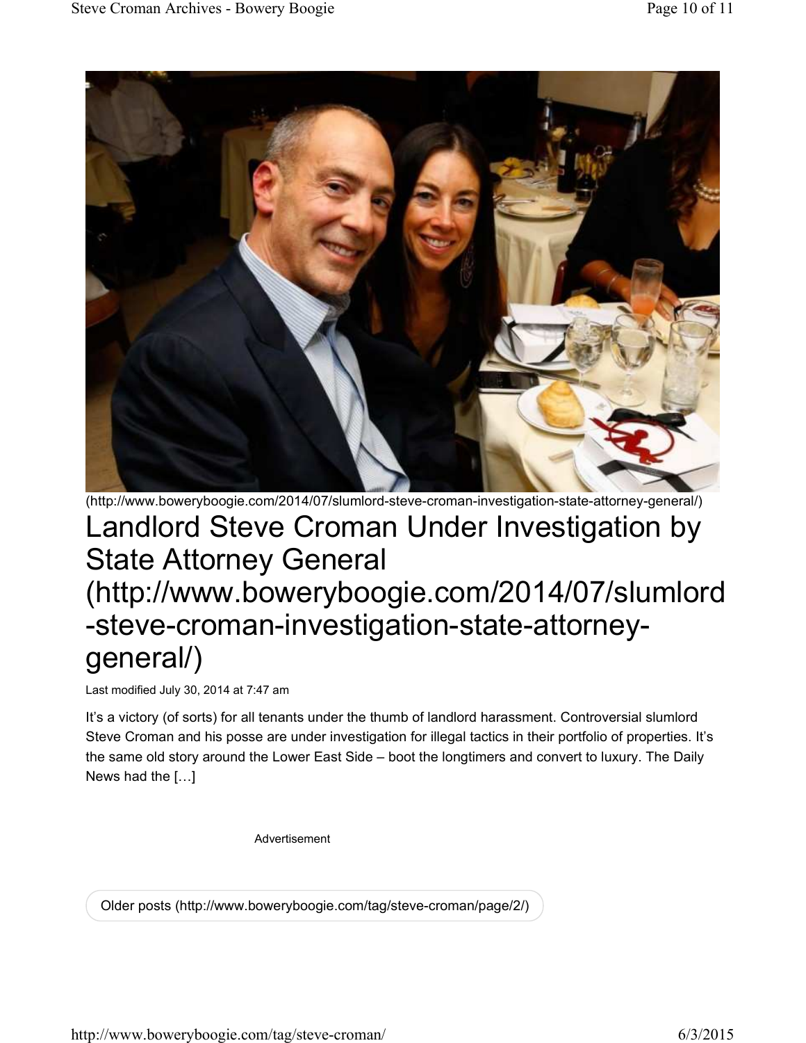(http://www.boweryboogie.com/2014/07/slumlord-steve-croman-investigation-state-attorney-general/)

# Landlord Steve Croman Under Investigation by State Attorney General (http://www.boweryboogie.com/2014/07/slumlord-steve-croman-investigation-state-attorney-general/)

Last modified July 30, 2014 at 7:47 am

It's a victory (of sorts) for all tenants under the thumb of landlord harassment. Controversial slumlord Steve Croman and his posse are under investigation for illegal tactics in their portfolio of properties. It's the same old story around the Lower East Side – boot the longtimers and convert to luxury. The Daily News had the […]

Advertisement

Older posts (http://www.boweryboogie.com/tag/steve-croman/page/2/)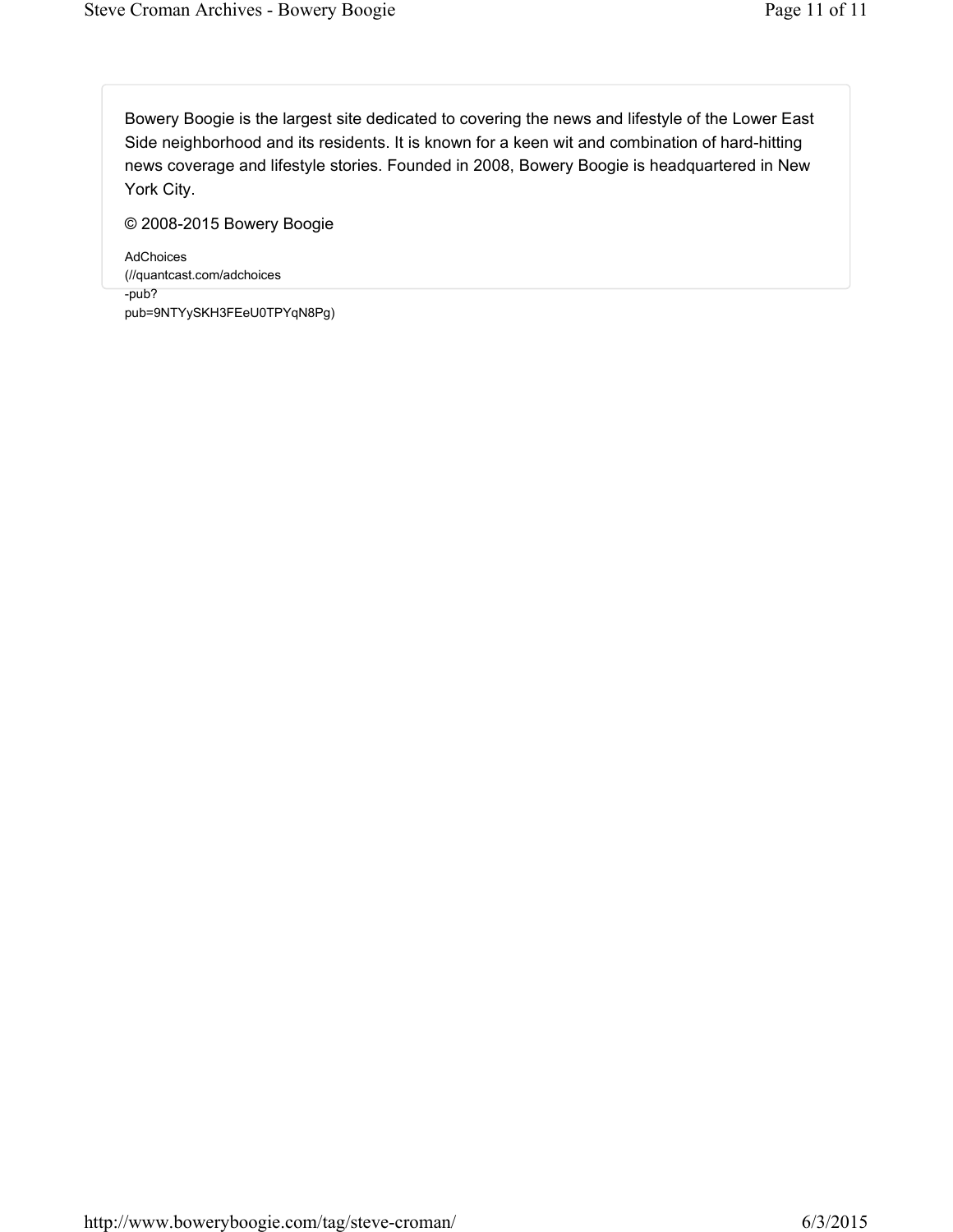Bowery Boogie is the largest site dedicated to covering the news and lifestyle of the Lower East Side neighborhood and its residents. It is known for a keen wit and combination of hard-hitting news coverage and lifestyle stories. Founded in 2008, Bowery Boogie is headquartered in New York City.

© 2008-2015 Bowery Boogie

AdChoices (//quantcast.com/adchoices-pub?pub=9NTYySKH3FEeU0TPYqN8Pg)